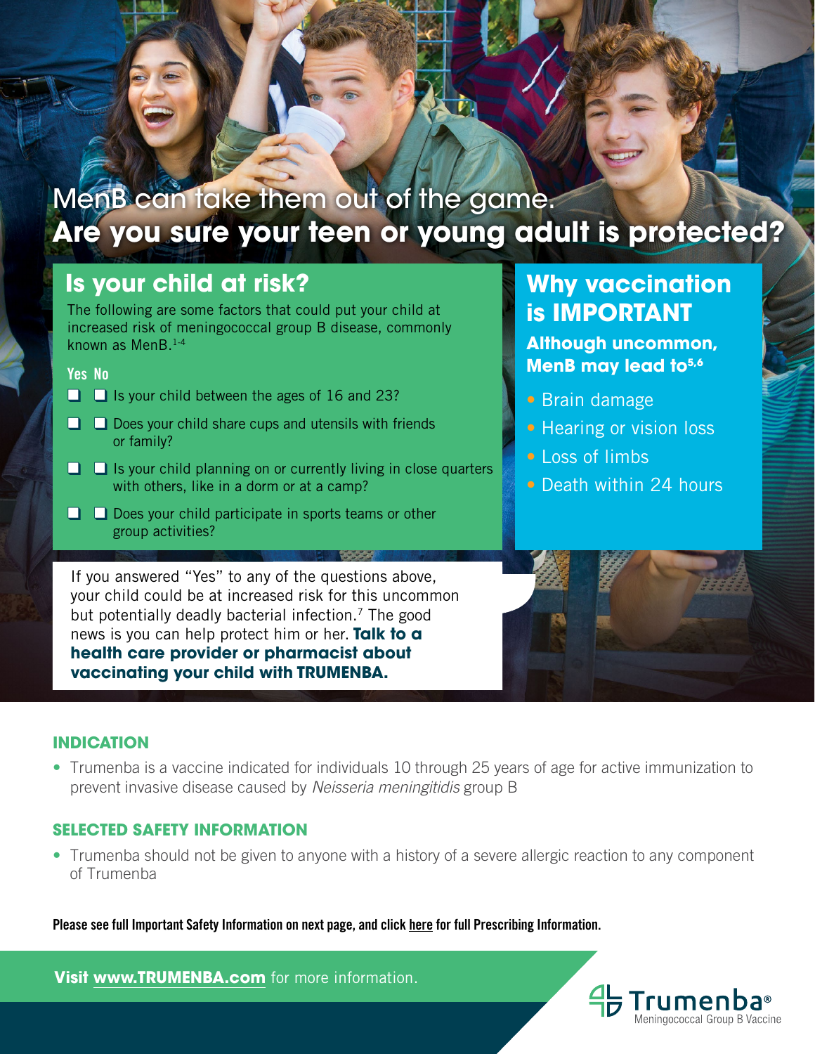# MenB can take them out of the game. **Are you sure your teen or young adult is protected?**

## Is your child at risk?

The following are some factors that could put your child at increased risk of meningococcal group B disease, commonly known as MenB.[1-4]

| Yes | No | |
|---|---|---|
| ❑ | ❑ | Is your child between the ages of 16 and 23? |
| ❑ | ❑ | Does your child share cups and utensils with friends or family? |
| ❑ | ❑ | Is your child planning on or currently living in close quarters with others, like in a dorm or at a camp? |
| ❑ | ❑ | Does your child participate in sports teams or other group activities? |

If you answered "Yes" to any of the questions above, your child could be at increased risk for this uncommon but potentially deadly bacterial infection.[7] The good news is you can help protect him or her. **Talk to a health care provider or pharmacist about vaccinating your child with TRUMENBA.**

## Why vaccination is IMPORTANT

**Although uncommon, MenB may lead to[5,6]**

- Brain damage
- Hearing or vision loss
- Loss of limbs
- Death within 24 hours

### INDICATION

- Trumenba is a vaccine indicated for individuals 10 through 25 years of age for active immunization to prevent invasive disease caused by *Neisseria meningitidis* group B

### SELECTED SAFETY INFORMATION

- Trumenba should not be given to anyone with a history of a severe allergic reaction to any component of Trumenba

**Please see full Important Safety Information on next page, and click here for full Prescribing Information.**

**Visit www.TRUMENBA.com** for more information.

Trumenba® Meningococcal Group B Vaccine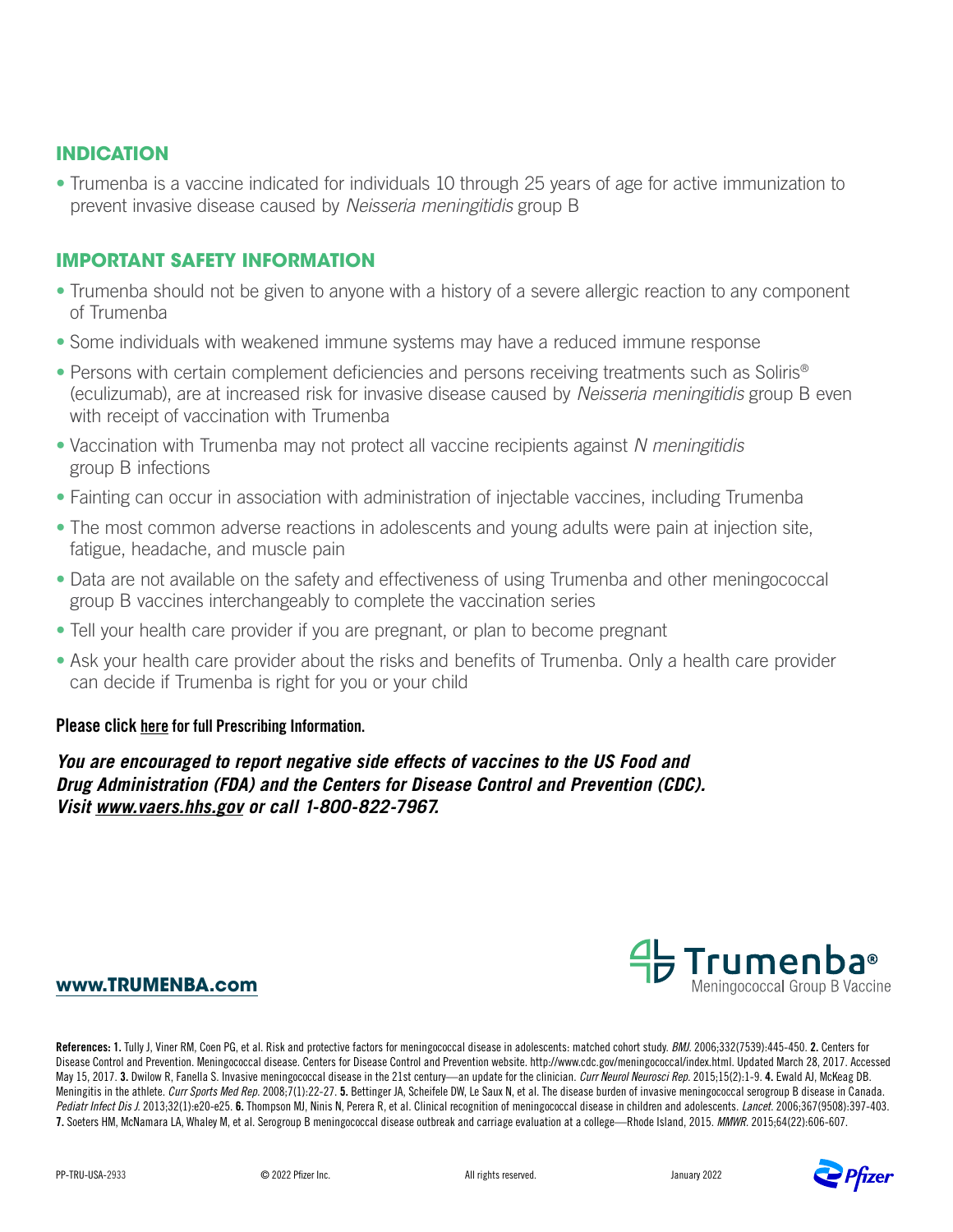## INDICATION

- Trumenba is a vaccine indicated for individuals 10 through 25 years of age for active immunization to prevent invasive disease caused by *Neisseria meningitidis* group B

## IMPORTANT SAFETY INFORMATION

- Trumenba should not be given to anyone with a history of a severe allergic reaction to any component of Trumenba
- Some individuals with weakened immune systems may have a reduced immune response
- Persons with certain complement deficiencies and persons receiving treatments such as Soliris® (eculizumab), are at increased risk for invasive disease caused by *Neisseria meningitidis* group B even with receipt of vaccination with Trumenba
- Vaccination with Trumenba may not protect all vaccine recipients against *N meningitidis* group B infections
- Fainting can occur in association with administration of injectable vaccines, including Trumenba
- The most common adverse reactions in adolescents and young adults were pain at injection site, fatigue, headache, and muscle pain
- Data are not available on the safety and effectiveness of using Trumenba and other meningococcal group B vaccines interchangeably to complete the vaccination series
- Tell your health care provider if you are pregnant, or plan to become pregnant
- Ask your health care provider about the risks and benefits of Trumenba. Only a health care provider can decide if Trumenba is right for you or your child

**Please click here for full Prescribing Information.**

***You are encouraged to report negative side effects of vaccines to the US Food and Drug Administration (FDA) and the Centers for Disease Control and Prevention (CDC). Visit www.vaers.hhs.gov or call 1-800-822-7967.***

**www.TRUMENBA.com**

Trumenba® Meningococcal Group B Vaccine

**References:** **1.** Tully J, Viner RM, Coen PG, et al. Risk and protective factors for meningococcal disease in adolescents: matched cohort study. *BMJ.* 2006;332(7539):445-450. **2.** Centers for Disease Control and Prevention. Meningococcal disease. Centers for Disease Control and Prevention website. http://www.cdc.gov/meningococcal/index.html. Updated March 28, 2017. Accessed May 15, 2017. **3.** Dwilow R, Fanella S. Invasive meningococcal disease in the 21st century—an update for the clinician. *Curr Neurol Neurosci Rep.* 2015;15(2):1-9. **4.** Ewald AJ, McKeag DB. Meningitis in the athlete. *Curr Sports Med Rep.* 2008;7(1):22-27. **5.** Bettinger JA, Scheifele DW, Le Saux N, et al. The disease burden of invasive meningococcal serogroup B disease in Canada. *Pediatr Infect Dis J.* 2013;32(1):e20-e25. **6.** Thompson MJ, Ninis N, Perera R, et al. Clinical recognition of meningococcal disease in children and adolescents. *Lancet.* 2006;367(9508):397-403. **7.** Soeters HM, McNamara LA, Whaley M, et al. Serogroup B meningococcal disease outbreak and carriage evaluation at a college—Rhode Island, 2015. *MMWR.* 2015;64(22):606-607.

PP-TRU-USA-2933 © 2022 Pfizer Inc. All rights reserved. January 2022

Pfizer